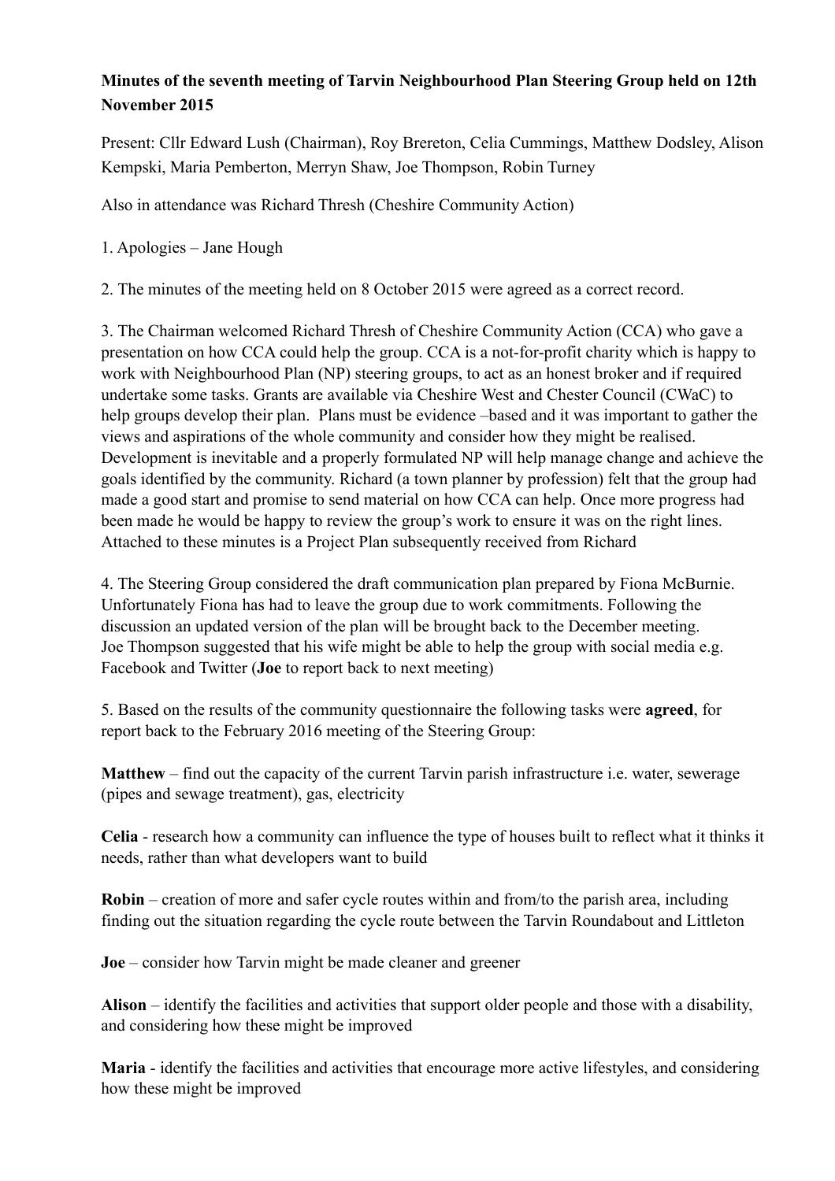**Minutes of the seventh meeting of Tarvin Neighbourhood Plan Steering Group held on 12th November 2015**

Present: Cllr Edward Lush (Chairman), Roy Brereton, Celia Cummings, Matthew Dodsley, Alison Kempski, Maria Pemberton, Merryn Shaw, Joe Thompson, Robin Turney

Also in attendance was Richard Thresh (Cheshire Community Action)

1. Apologies – Jane Hough

2. The minutes of the meeting held on 8 October 2015 were agreed as a correct record.

3. The Chairman welcomed Richard Thresh of Cheshire Community Action (CCA) who gave a presentation on how CCA could help the group. CCA is a not-for-profit charity which is happy to work with Neighbourhood Plan (NP) steering groups, to act as an honest broker and if required undertake some tasks. Grants are available via Cheshire West and Chester Council (CWaC) to help groups develop their plan. Plans must be evidence –based and it was important to gather the views and aspirations of the whole community and consider how they might be realised. Development is inevitable and a properly formulated NP will help manage change and achieve the goals identified by the community. Richard (a town planner by profession) felt that the group had made a good start and promise to send material on how CCA can help. Once more progress had been made he would be happy to review the group's work to ensure it was on the right lines. Attached to these minutes is a Project Plan subsequently received from Richard

4. The Steering Group considered the draft communication plan prepared by Fiona McBurnie. Unfortunately Fiona has had to leave the group due to work commitments. Following the discussion an updated version of the plan will be brought back to the December meeting. Joe Thompson suggested that his wife might be able to help the group with social media e.g. Facebook and Twitter (**Joe** to report back to next meeting)

5. Based on the results of the community questionnaire the following tasks were **agreed**, for report back to the February 2016 meeting of the Steering Group:

**Matthew** – find out the capacity of the current Tarvin parish infrastructure i.e. water, sewerage (pipes and sewage treatment), gas, electricity

**Celia** - research how a community can influence the type of houses built to reflect what it thinks it needs, rather than what developers want to build

**Robin** – creation of more and safer cycle routes within and from/to the parish area, including finding out the situation regarding the cycle route between the Tarvin Roundabout and Littleton

**Joe** – consider how Tarvin might be made cleaner and greener

**Alison** – identify the facilities and activities that support older people and those with a disability, and considering how these might be improved

**Maria** - identify the facilities and activities that encourage more active lifestyles, and considering how these might be improved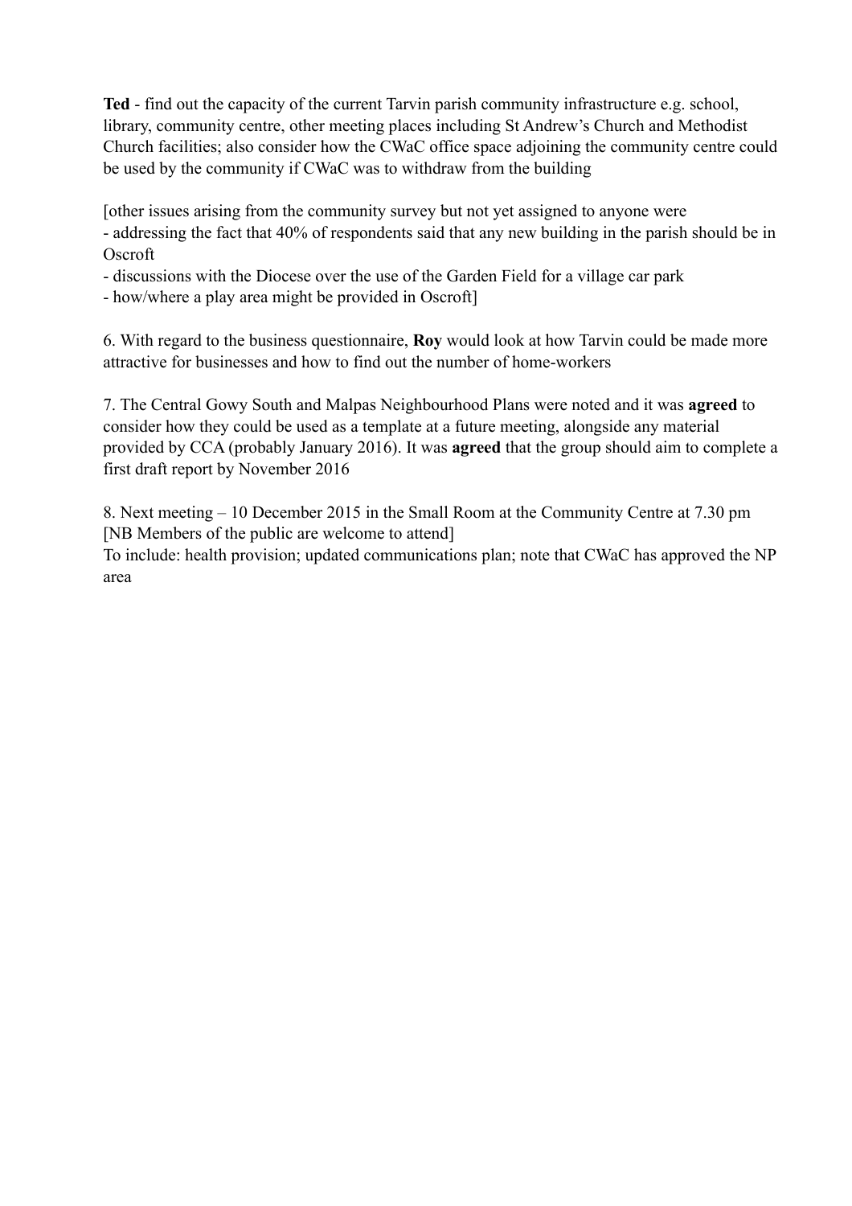**Ted** - find out the capacity of the current Tarvin parish community infrastructure e.g. school, library, community centre, other meeting places including St Andrew's Church and Methodist Church facilities; also consider how the CWaC office space adjoining the community centre could be used by the community if CWaC was to withdraw from the building

[other issues arising from the community survey but not yet assigned to anyone were
- addressing the fact that 40% of respondents said that any new building in the parish should be in Oscroft
- discussions with the Diocese over the use of the Garden Field for a village car park
- how/where a play area might be provided in Oscroft]

6. With regard to the business questionnaire, **Roy** would look at how Tarvin could be made more attractive for businesses and how to find out the number of home-workers

7. The Central Gowy South and Malpas Neighbourhood Plans were noted and it was **agreed** to consider how they could be used as a template at a future meeting, alongside any material provided by CCA (probably January 2016). It was **agreed** that the group should aim to complete a first draft report by November 2016

8. Next meeting – 10 December 2015 in the Small Room at the Community Centre at 7.30 pm
[NB Members of the public are welcome to attend]
To include: health provision; updated communications plan; note that CWaC has approved the NP area